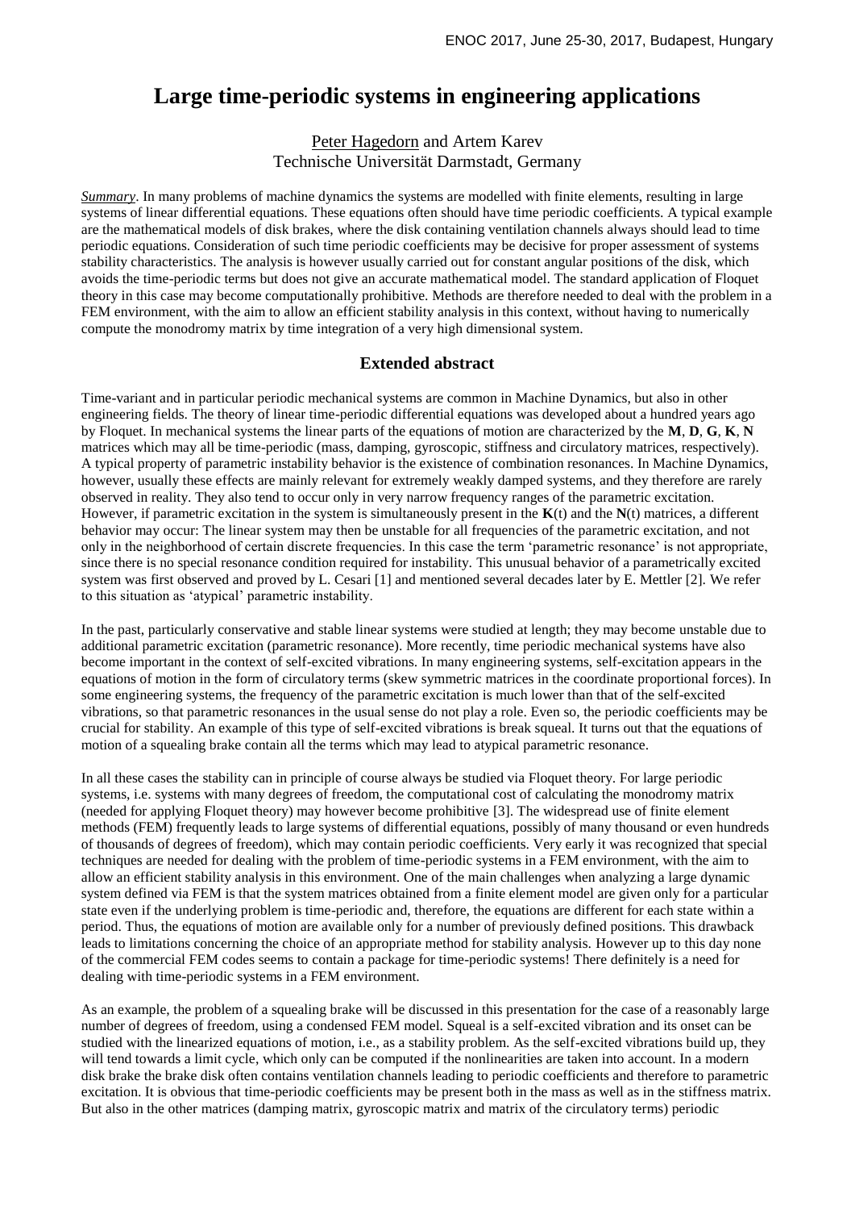# Large time-periodic systems in engineering applications

Peter Hagedorn and Artem Karev
Technische Universität Darmstadt, Germany

***Summary***. In many problems of machine dynamics the systems are modelled with finite elements, resulting in large systems of linear differential equations. These equations often should have time periodic coefficients. A typical example are the mathematical models of disk brakes, where the disk containing ventilation channels always should lead to time periodic equations. Consideration of such time periodic coefficients may be decisive for proper assessment of systems stability characteristics. The analysis is however usually carried out for constant angular positions of the disk, which avoids the time-periodic terms but does not give an accurate mathematical model. The standard application of Floquet theory in this case may become computationally prohibitive. Methods are therefore needed to deal with the problem in a FEM environment, with the aim to allow an efficient stability analysis in this context, without having to numerically compute the monodromy matrix by time integration of a very high dimensional system.

## Extended abstract

Time-variant and in particular periodic mechanical systems are common in Machine Dynamics, but also in other engineering fields. The theory of linear time-periodic differential equations was developed about a hundred years ago by Floquet. In mechanical systems the linear parts of the equations of motion are characterized by the **M**, **D**, **G**, **K**, **N** matrices which may all be time-periodic (mass, damping, gyroscopic, stiffness and circulatory matrices, respectively). A typical property of parametric instability behavior is the existence of combination resonances. In Machine Dynamics, however, usually these effects are mainly relevant for extremely weakly damped systems, and they therefore are rarely observed in reality. They also tend to occur only in very narrow frequency ranges of the parametric excitation. However, if parametric excitation in the system is simultaneously present in the **K**(t) and the **N**(t) matrices, a different behavior may occur: The linear system may then be unstable for all frequencies of the parametric excitation, and not only in the neighborhood of certain discrete frequencies. In this case the term 'parametric resonance' is not appropriate, since there is no special resonance condition required for instability. This unusual behavior of a parametrically excited system was first observed and proved by L. Cesari [1] and mentioned several decades later by E. Mettler [2]. We refer to this situation as 'atypical' parametric instability.

In the past, particularly conservative and stable linear systems were studied at length; they may become unstable due to additional parametric excitation (parametric resonance). More recently, time periodic mechanical systems have also become important in the context of self-excited vibrations. In many engineering systems, self-excitation appears in the equations of motion in the form of circulatory terms (skew symmetric matrices in the coordinate proportional forces). In some engineering systems, the frequency of the parametric excitation is much lower than that of the self-excited vibrations, so that parametric resonances in the usual sense do not play a role. Even so, the periodic coefficients may be crucial for stability. An example of this type of self-excited vibrations is break squeal. It turns out that the equations of motion of a squealing brake contain all the terms which may lead to atypical parametric resonance.

In all these cases the stability can in principle of course always be studied via Floquet theory. For large periodic systems, i.e. systems with many degrees of freedom, the computational cost of calculating the monodromy matrix (needed for applying Floquet theory) may however become prohibitive [3]. The widespread use of finite element methods (FEM) frequently leads to large systems of differential equations, possibly of many thousand or even hundreds of thousands of degrees of freedom), which may contain periodic coefficients. Very early it was recognized that special techniques are needed for dealing with the problem of time-periodic systems in a FEM environment, with the aim to allow an efficient stability analysis in this environment. One of the main challenges when analyzing a large dynamic system defined via FEM is that the system matrices obtained from a finite element model are given only for a particular state even if the underlying problem is time-periodic and, therefore, the equations are different for each state within a period. Thus, the equations of motion are available only for a number of previously defined positions. This drawback leads to limitations concerning the choice of an appropriate method for stability analysis. However up to this day none of the commercial FEM codes seems to contain a package for time-periodic systems! There definitely is a need for dealing with time-periodic systems in a FEM environment.

As an example, the problem of a squealing brake will be discussed in this presentation for the case of a reasonably large number of degrees of freedom, using a condensed FEM model. Squeal is a self-excited vibration and its onset can be studied with the linearized equations of motion, i.e., as a stability problem. As the self-excited vibrations build up, they will tend towards a limit cycle, which only can be computed if the nonlinearities are taken into account. In a modern disk brake the brake disk often contains ventilation channels leading to periodic coefficients and therefore to parametric excitation. It is obvious that time-periodic coefficients may be present both in the mass as well as in the stiffness matrix. But also in the other matrices (damping matrix, gyroscopic matrix and matrix of the circulatory terms) periodic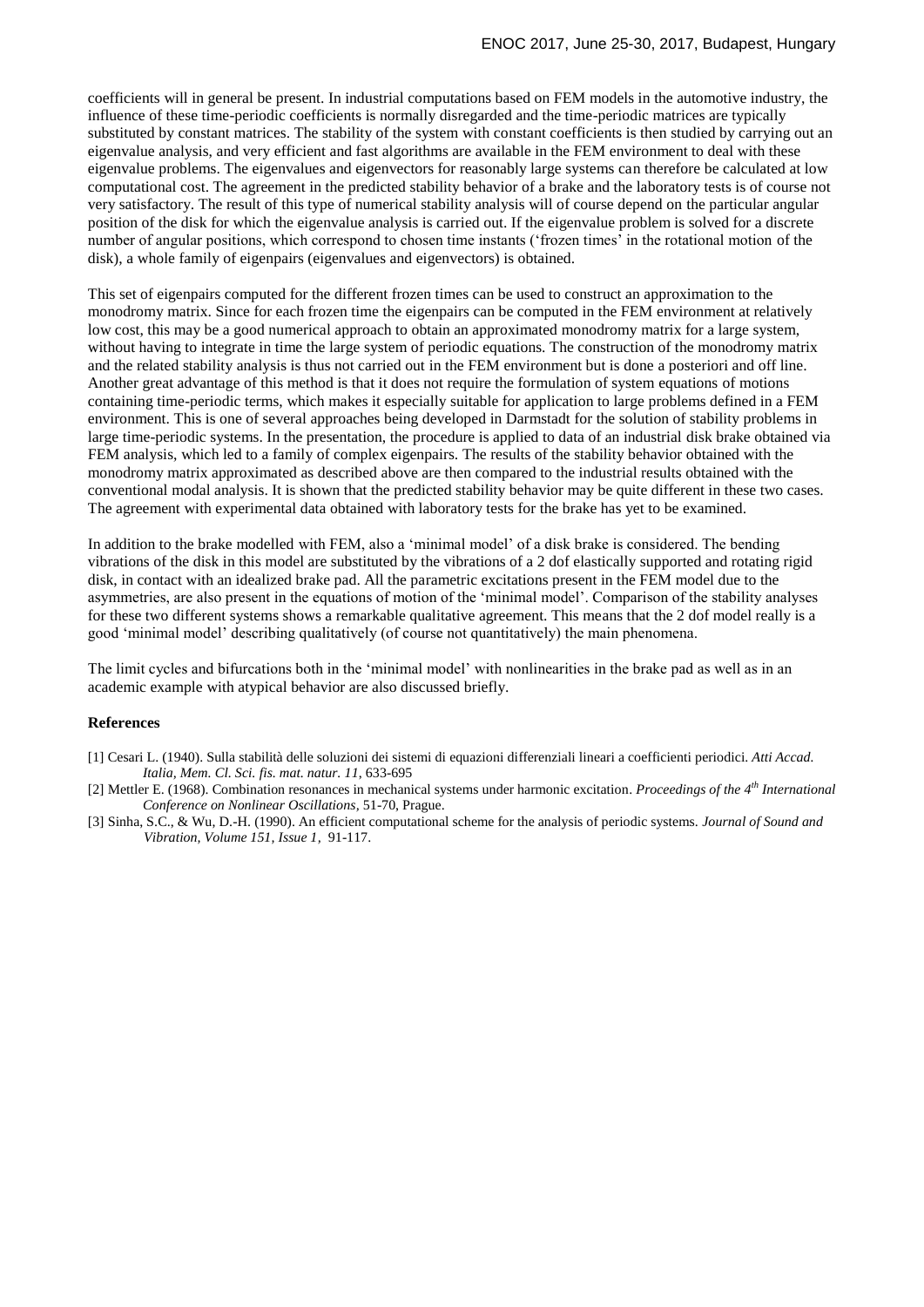coefficients will in general be present. In industrial computations based on FEM models in the automotive industry, the influence of these time-periodic coefficients is normally disregarded and the time-periodic matrices are typically substituted by constant matrices. The stability of the system with constant coefficients is then studied by carrying out an eigenvalue analysis, and very efficient and fast algorithms are available in the FEM environment to deal with these eigenvalue problems. The eigenvalues and eigenvectors for reasonably large systems can therefore be calculated at low computational cost. The agreement in the predicted stability behavior of a brake and the laboratory tests is of course not very satisfactory. The result of this type of numerical stability analysis will of course depend on the particular angular position of the disk for which the eigenvalue analysis is carried out. If the eigenvalue problem is solved for a discrete number of angular positions, which correspond to chosen time instants ('frozen times' in the rotational motion of the disk), a whole family of eigenpairs (eigenvalues and eigenvectors) is obtained.

This set of eigenpairs computed for the different frozen times can be used to construct an approximation to the monodromy matrix. Since for each frozen time the eigenpairs can be computed in the FEM environment at relatively low cost, this may be a good numerical approach to obtain an approximated monodromy matrix for a large system, without having to integrate in time the large system of periodic equations. The construction of the monodromy matrix and the related stability analysis is thus not carried out in the FEM environment but is done a posteriori and off line. Another great advantage of this method is that it does not require the formulation of system equations of motions containing time-periodic terms, which makes it especially suitable for application to large problems defined in a FEM environment. This is one of several approaches being developed in Darmstadt for the solution of stability problems in large time-periodic systems. In the presentation, the procedure is applied to data of an industrial disk brake obtained via FEM analysis, which led to a family of complex eigenpairs. The results of the stability behavior obtained with the monodromy matrix approximated as described above are then compared to the industrial results obtained with the conventional modal analysis. It is shown that the predicted stability behavior may be quite different in these two cases. The agreement with experimental data obtained with laboratory tests for the brake has yet to be examined.

In addition to the brake modelled with FEM, also a 'minimal model' of a disk brake is considered. The bending vibrations of the disk in this model are substituted by the vibrations of a 2 dof elastically supported and rotating rigid disk, in contact with an idealized brake pad. All the parametric excitations present in the FEM model due to the asymmetries, are also present in the equations of motion of the 'minimal model'. Comparison of the stability analyses for these two different systems shows a remarkable qualitative agreement. This means that the 2 dof model really is a good 'minimal model' describing qualitatively (of course not quantitatively) the main phenomena.

The limit cycles and bifurcations both in the 'minimal model' with nonlinearities in the brake pad as well as in an academic example with atypical behavior are also discussed briefly.

**References**

[1] Cesari L. (1940). Sulla stabilità delle soluzioni dei sistemi di equazioni differenziali lineari a coefficienti periodici. *Atti Accad. Italia, Mem. Cl. Sci. fis. mat. natur. 11*, 633-695

[2] Mettler E. (1968). Combination resonances in mechanical systems under harmonic excitation. *Proceedings of the 4th International Conference on Nonlinear Oscillations*, 51-70, Prague.

[3] Sinha, S.C., & Wu, D.-H. (1990). An efficient computational scheme for the analysis of periodic systems. *Journal of Sound and Vibration, Volume 151, Issue 1*, 91-117.